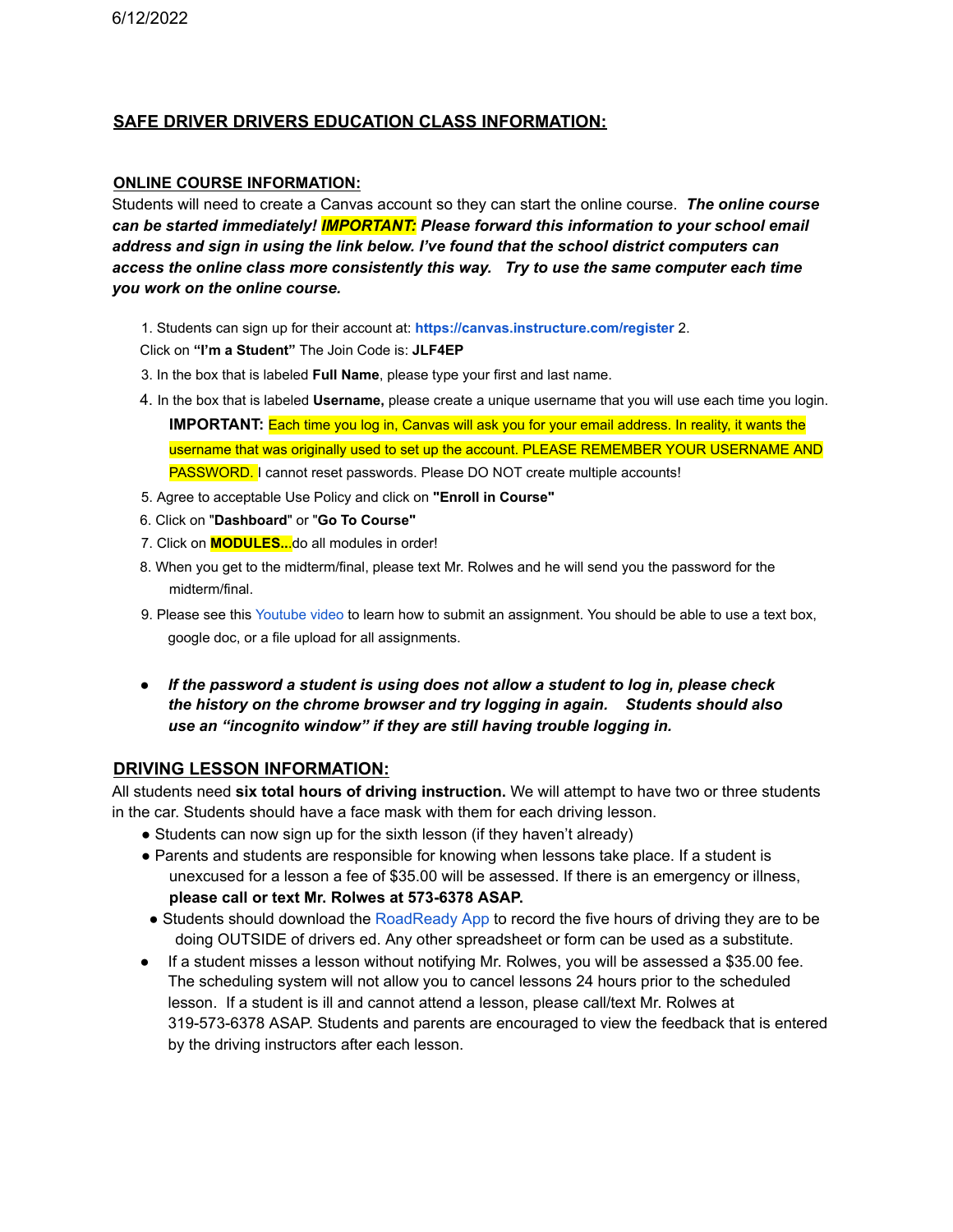6/12/2022

## SAFE DRIVER DRIVERS EDUCATION CLASS INFORMATION:

### ONLINE COURSE INFORMATION:

Students will need to create a Canvas account so they can start the online course. ***The online course can be started immediately! IMPORTANT: Please forward this information to your school email address and sign in using the link below. I've found that the school district computers can access the online class more consistently this way. Try to use the same computer each time you work on the online course.***

1. Students can sign up for their account at: **https://canvas.instructure.com/register** 2. Click on **"I'm a Student"** The Join Code is: **JLF4EP**
3. In the box that is labeled **Full Name**, please type your first and last name.
4. In the box that is labeled **Username,** please create a unique username that you will use each time you login. **IMPORTANT:** Each time you log in, Canvas will ask you for your email address. In reality, it wants the username that was originally used to set up the account. PLEASE REMEMBER YOUR USERNAME AND PASSWORD. I cannot reset passwords. Please DO NOT create multiple accounts!
5. Agree to acceptable Use Policy and click on **"Enroll in Course"**
6. Click on "**Dashboard**" or "**Go To Course"**
7. Click on **MODULES...**do all modules in order!
8. When you get to the midterm/final, please text Mr. Rolwes and he will send you the password for the midterm/final.
9. Please see this Youtube video to learn how to submit an assignment. You should be able to use a text box, google doc, or a file upload for all assignments.

- ***If the password a student is using does not allow a student to log in, please check the history on the chrome browser and try logging in again. Students should also use an "incognito window" if they are still having trouble logging in.***

### DRIVING LESSON INFORMATION:

All students need **six total hours of driving instruction.** We will attempt to have two or three students in the car. Students should have a face mask with them for each driving lesson.

- Students can now sign up for the sixth lesson (if they haven't already)
- Parents and students are responsible for knowing when lessons take place. If a student is unexcused for a lesson a fee of $35.00 will be assessed. If there is an emergency or illness, **please call or text Mr. Rolwes at 573-6378 ASAP.**
- Students should download the RoadReady App to record the five hours of driving they are to be doing OUTSIDE of drivers ed. Any other spreadsheet or form can be used as a substitute.
- If a student misses a lesson without notifying Mr. Rolwes, you will be assessed a $35.00 fee. The scheduling system will not allow you to cancel lessons 24 hours prior to the scheduled lesson. If a student is ill and cannot attend a lesson, please call/text Mr. Rolwes at 319-573-6378 ASAP. Students and parents are encouraged to view the feedback that is entered by the driving instructors after each lesson.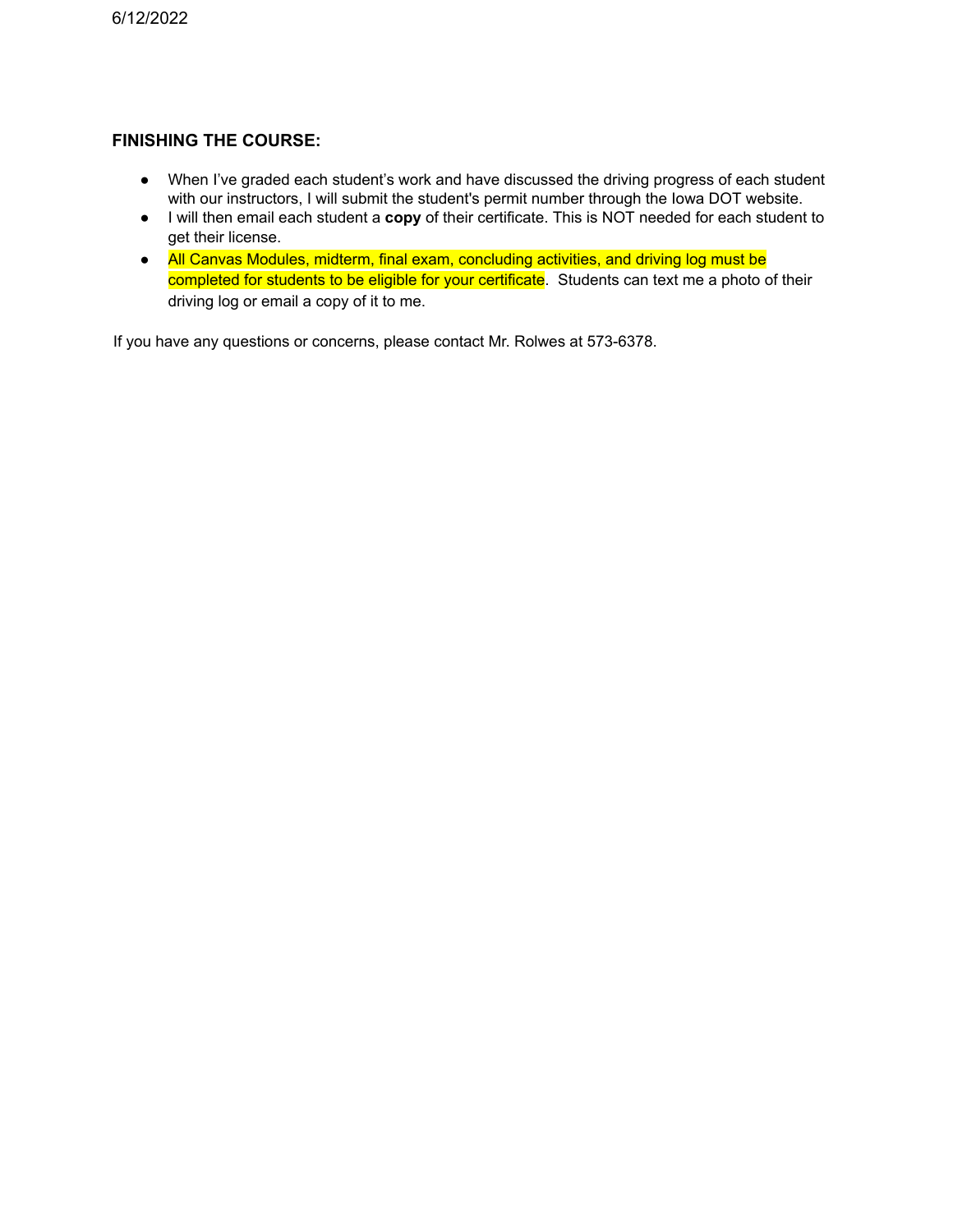**FINISHING THE COURSE:**

- When I've graded each student's work and have discussed the driving progress of each student with our instructors, I will submit the student's permit number through the Iowa DOT website.
- I will then email each student a **copy** of their certificate. This is NOT needed for each student to get their license.
- All Canvas Modules, midterm, final exam, concluding activities, and driving log must be completed for students to be eligible for your certificate. Students can text me a photo of their driving log or email a copy of it to me.

If you have any questions or concerns, please contact Mr. Rolwes at 573-6378.